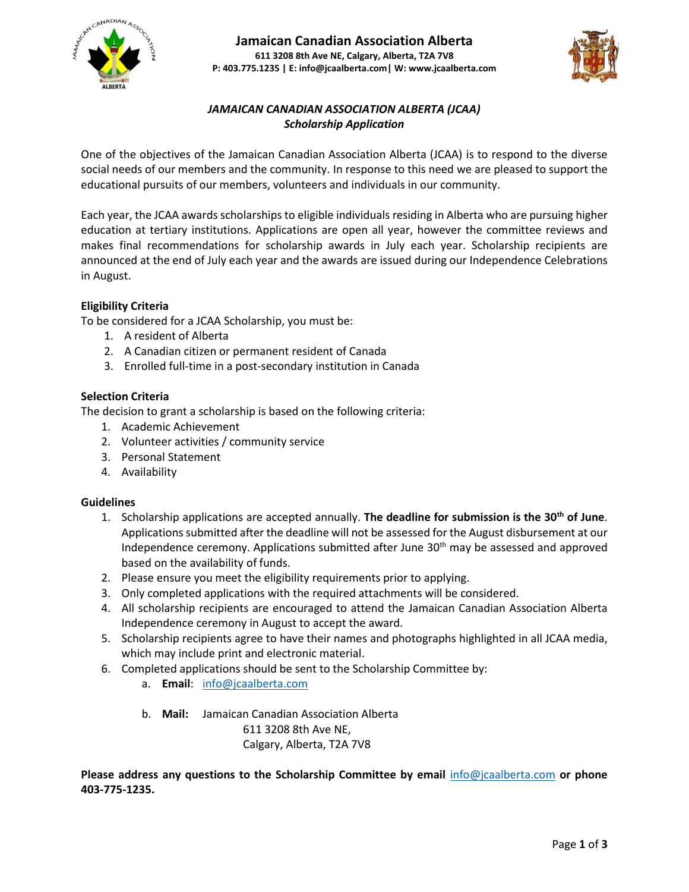# Jamaican Canadian Association Alberta

**611 3208 8th Ave NE, Calgary, Alberta, T2A 7V8**
**P: 403.775.1235 | E: info@jcaalberta.com| W: www.jcaalberta.com**

## *JAMAICAN CANADIAN ASSOCIATION ALBERTA (JCAA)*
## *Scholarship Application*

One of the objectives of the Jamaican Canadian Association Alberta (JCAA) is to respond to the diverse social needs of our members and the community. In response to this need we are pleased to support the educational pursuits of our members, volunteers and individuals in our community.

Each year, the JCAA awards scholarships to eligible individuals residing in Alberta who are pursuing higher education at tertiary institutions. Applications are open all year, however the committee reviews and makes final recommendations for scholarship awards in July each year. Scholarship recipients are announced at the end of July each year and the awards are issued during our Independence Celebrations in August.

**Eligibility Criteria**

To be considered for a JCAA Scholarship, you must be:

1. A resident of Alberta
2. A Canadian citizen or permanent resident of Canada
3. Enrolled full-time in a post-secondary institution in Canada

**Selection Criteria**

The decision to grant a scholarship is based on the following criteria:

1. Academic Achievement
2. Volunteer activities / community service
3. Personal Statement
4. Availability

**Guidelines**

1. Scholarship applications are accepted annually. **The deadline for submission is the 30th of June**. Applications submitted after the deadline will not be assessed for the August disbursement at our Independence ceremony. Applications submitted after June 30th may be assessed and approved based on the availability of funds.
2. Please ensure you meet the eligibility requirements prior to applying.
3. Only completed applications with the required attachments will be considered.
4. All scholarship recipients are encouraged to attend the Jamaican Canadian Association Alberta Independence ceremony in August to accept the award.
5. Scholarship recipients agree to have their names and photographs highlighted in all JCAA media, which may include print and electronic material.
6. Completed applications should be sent to the Scholarship Committee by:
   a. **Email**: info@jcaalberta.com
   b. **Mail:** Jamaican Canadian Association Alberta
      611 3208 8th Ave NE,
      Calgary, Alberta, T2A 7V8

**Please address any questions to the Scholarship Committee by email info@jcaalberta.com or phone 403-775-1235.**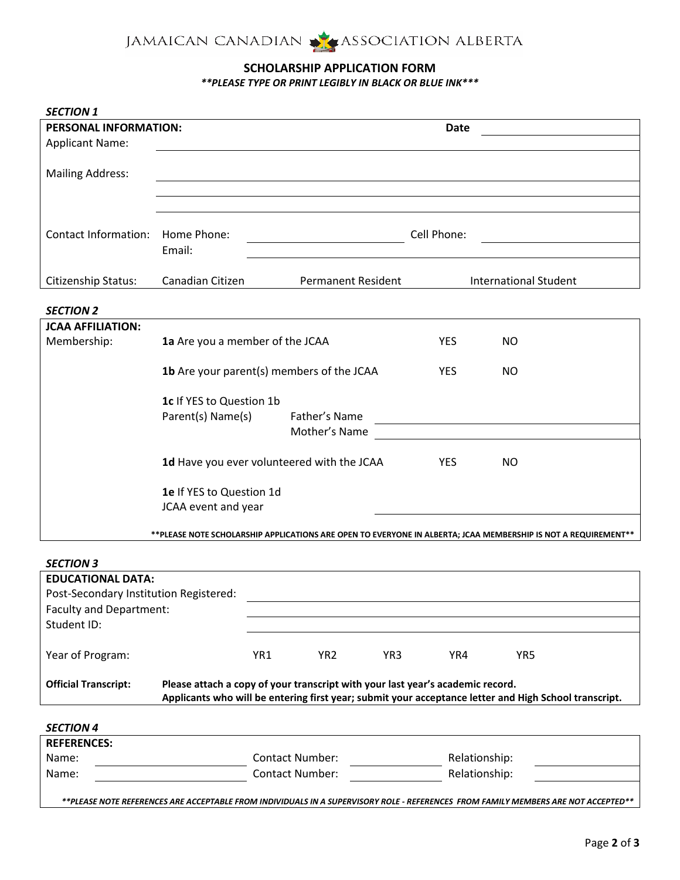JAMAICAN CANADIAN ASSOCIATION ALBERTA

## SCHOLARSHIP APPLICATION FORM

***PLEASE TYPE OR PRINT LEGIBLY IN BLACK OR BLUE INK****

***SECTION 1***

| **PERSONAL INFORMATION:** | | | **Date** | |
|---|---|---|---|---|
| Applicant Name: | | | | |
| Mailing Address: | | | | |
| | | | | |
| | | | | |
| Contact Information: | Home Phone: | | Cell Phone: | |
| | Email: | | | |
| Citizenship Status: | Canadian Citizen | Permanent Resident | International Student | |

***SECTION 2***

| **JCAA AFFILIATION:** | | | | |
|---|---|---|---|---|
| Membership: | **1a** Are you a member of the JCAA | | YES | NO |
| | **1b** Are your parent(s) members of the JCAA | | YES | NO |
| | **1c** If YES to Question 1b Parent(s) Name(s) | Father's Name | | |
| | | Mother's Name | | |
| | **1d** Have you ever volunteered with the JCAA | | YES | NO |
| | **1e** If YES to Question 1d JCAA event and year | | | |

****PLEASE NOTE SCHOLARSHIP APPLICATIONS ARE OPEN TO EVERYONE IN ALBERTA; JCAA MEMBERSHIP IS NOT A REQUIREMENT****

***SECTION 3***

| **EDUCATIONAL DATA:** | | | | | |
|---|---|---|---|---|---|
| Post-Secondary Institution Registered: | | | | | |
| Faculty and Department: | | | | | |
| Student ID: | | | | | |
| Year of Program: | YR1 | YR2 | YR3 | YR4 | YR5 |

**Official Transcript:** **Please attach a copy of your transcript with your last year's academic record. Applicants who will be entering first year; submit your acceptance letter and High School transcript.**

***SECTION 4***

| **REFERENCES:** | | | | | |
|---|---|---|---|---|---|
| Name: | | Contact Number: | | Relationship: | |
| Name: | | Contact Number: | | Relationship: | |

*****PLEASE NOTE REFERENCES ARE ACCEPTABLE FROM INDIVIDUALS IN A SUPERVISORY ROLE - REFERENCES FROM FAMILY MEMBERS ARE NOT ACCEPTED*****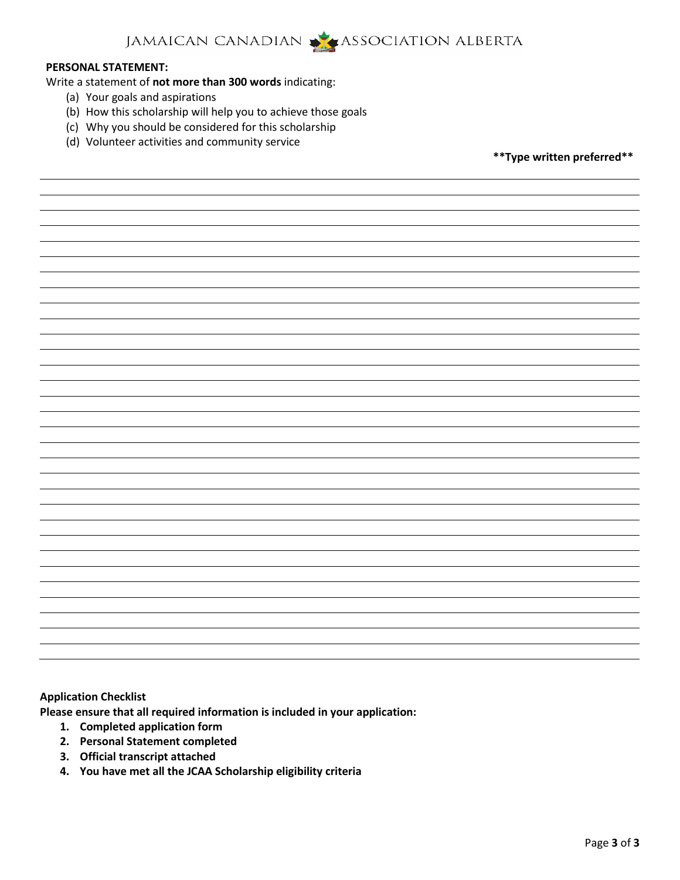**PERSONAL STATEMENT:**

Write a statement of **not more than 300 words** indicating:

(a) Your goals and aspirations
(b) How this scholarship will help you to achieve those goals
(c) Why you should be considered for this scholarship
(d) Volunteer activities and community service

**\*\*Type written preferred\*\***

**Application Checklist**

**Please ensure that all required information is included in your application:**

1. **Completed application form**
2. **Personal Statement completed**
3. **Official transcript attached**
4. **You have met all the JCAA Scholarship eligibility criteria**